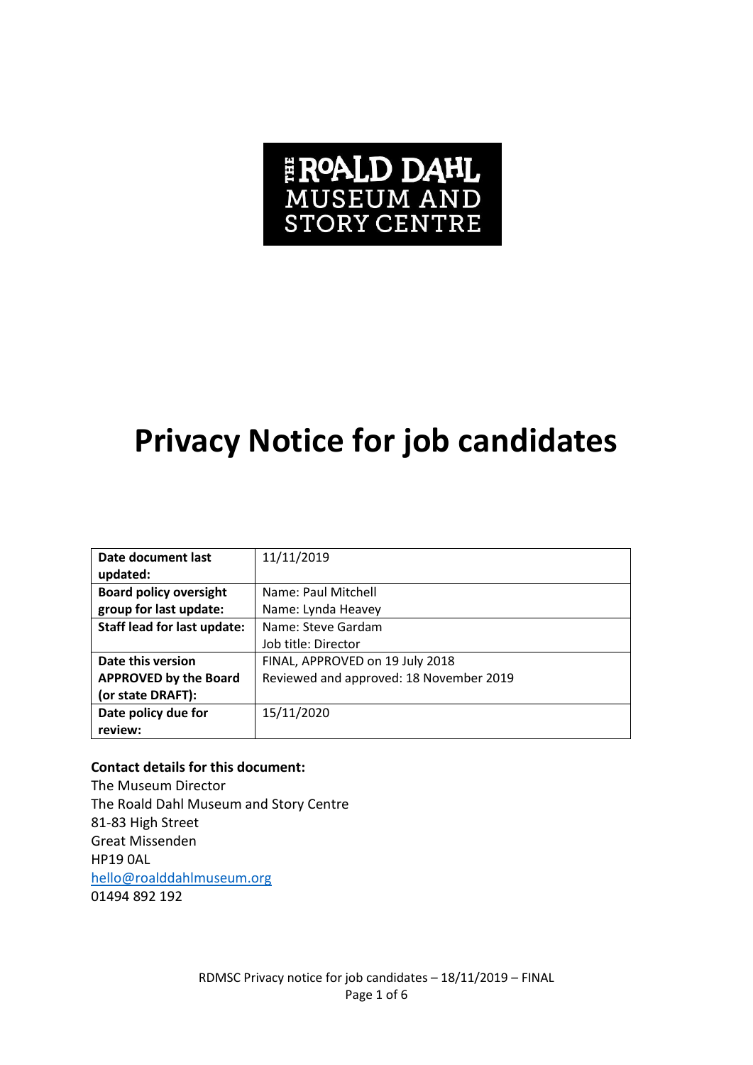THE ROALD DAHL MUSEUM AND STORY CENTRE

# Privacy Notice for job candidates

| Date document last updated: | 11/11/2019 |
|---|---|
| Board policy oversight group for last update: | Name: Paul Mitchell<br>Name: Lynda Heavey |
| Staff lead for last update: | Name: Steve Gardam<br>Job title: Director |
| Date this version APPROVED by the Board (or state DRAFT): | FINAL, APPROVED on 19 July 2018<br>Reviewed and approved: 18 November 2019 |
| Date policy due for review: | 15/11/2020 |

**Contact details for this document:**
The Museum Director
The Roald Dahl Museum and Story Centre
81-83 High Street
Great Missenden
HP19 0AL
hello@roalddahlmuseum.org
01494 892 192

RDMSC Privacy notice for job candidates – 18/11/2019 – FINAL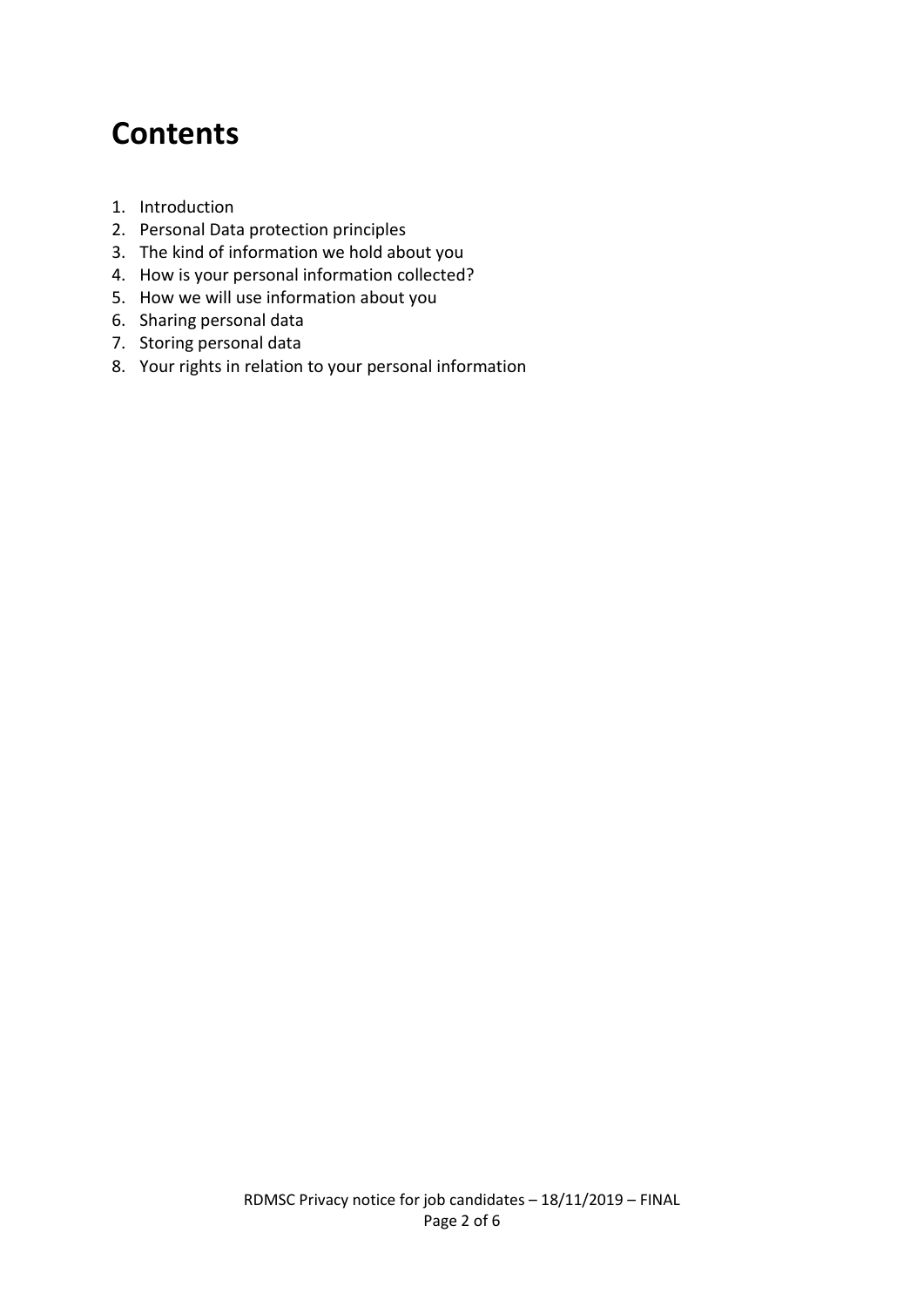# Contents

1. Introduction
2. Personal Data protection principles
3. The kind of information we hold about you
4. How is your personal information collected?
5. How we will use information about you
6. Sharing personal data
7. Storing personal data
8. Your rights in relation to your personal information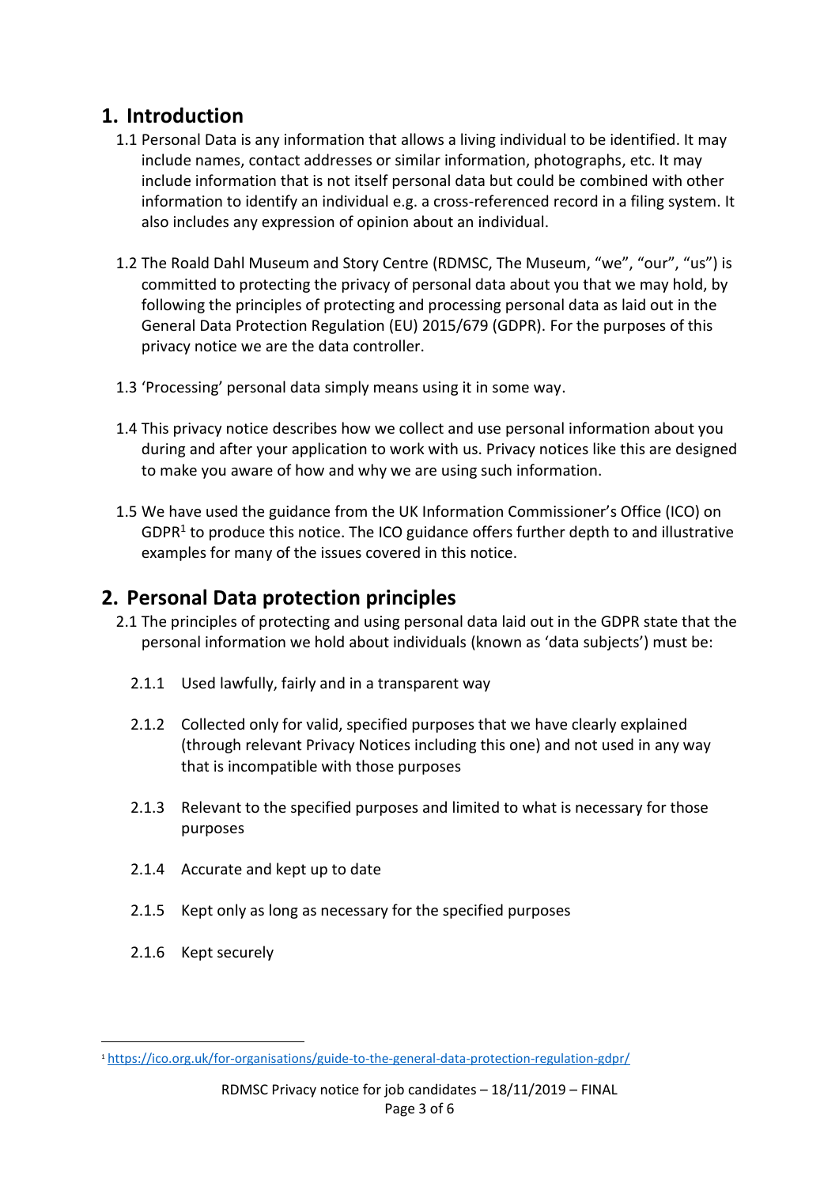## 1. Introduction

1.1 Personal Data is any information that allows a living individual to be identified. It may include names, contact addresses or similar information, photographs, etc. It may include information that is not itself personal data but could be combined with other information to identify an individual e.g. a cross-referenced record in a filing system. It also includes any expression of opinion about an individual.

1.2 The Roald Dahl Museum and Story Centre (RDMSC, The Museum, "we", "our", "us") is committed to protecting the privacy of personal data about you that we may hold, by following the principles of protecting and processing personal data as laid out in the General Data Protection Regulation (EU) 2015/679 (GDPR). For the purposes of this privacy notice we are the data controller.

1.3 'Processing' personal data simply means using it in some way.

1.4 This privacy notice describes how we collect and use personal information about you during and after your application to work with us. Privacy notices like this are designed to make you aware of how and why we are using such information.

1.5 We have used the guidance from the UK Information Commissioner's Office (ICO) on GDPR[1] to produce this notice. The ICO guidance offers further depth to and illustrative examples for many of the issues covered in this notice.

## 2. Personal Data protection principles

2.1 The principles of protecting and using personal data laid out in the GDPR state that the personal information we hold about individuals (known as 'data subjects') must be:

2.1.1 Used lawfully, fairly and in a transparent way

2.1.2 Collected only for valid, specified purposes that we have clearly explained (through relevant Privacy Notices including this one) and not used in any way that is incompatible with those purposes

2.1.3 Relevant to the specified purposes and limited to what is necessary for those purposes

2.1.4 Accurate and kept up to date

2.1.5 Kept only as long as necessary for the specified purposes

2.1.6 Kept securely

[1] https://ico.org.uk/for-organisations/guide-to-the-general-data-protection-regulation-gdpr/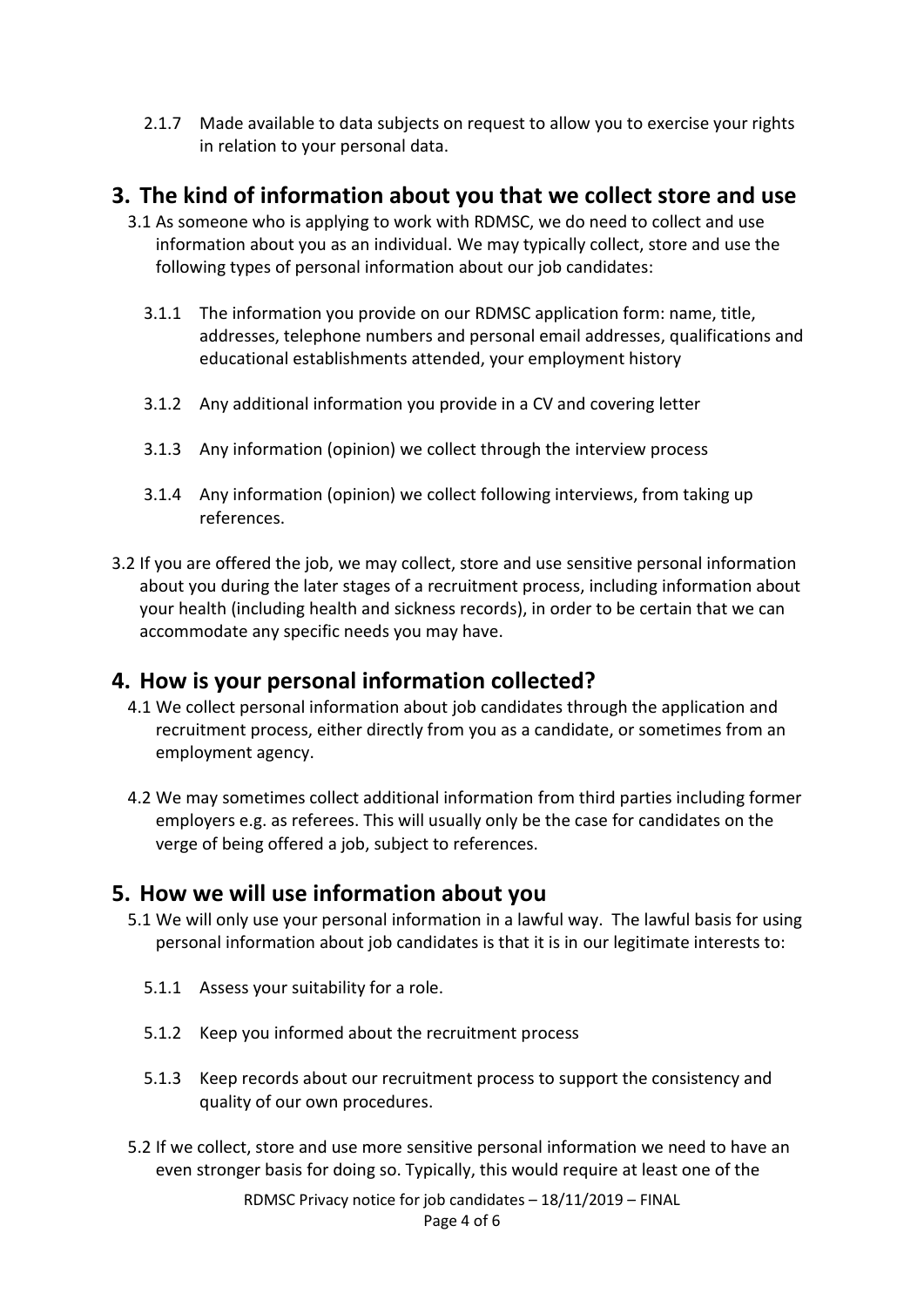2.1.7 Made available to data subjects on request to allow you to exercise your rights in relation to your personal data.

## 3. The kind of information about you that we collect store and use

3.1 As someone who is applying to work with RDMSC, we do need to collect and use information about you as an individual. We may typically collect, store and use the following types of personal information about our job candidates:

3.1.1 The information you provide on our RDMSC application form: name, title, addresses, telephone numbers and personal email addresses, qualifications and educational establishments attended, your employment history

3.1.2 Any additional information you provide in a CV and covering letter

3.1.3 Any information (opinion) we collect through the interview process

3.1.4 Any information (opinion) we collect following interviews, from taking up references.

3.2 If you are offered the job, we may collect, store and use sensitive personal information about you during the later stages of a recruitment process, including information about your health (including health and sickness records), in order to be certain that we can accommodate any specific needs you may have.

## 4. How is your personal information collected?

4.1 We collect personal information about job candidates through the application and recruitment process, either directly from you as a candidate, or sometimes from an employment agency.

4.2 We may sometimes collect additional information from third parties including former employers e.g. as referees. This will usually only be the case for candidates on the verge of being offered a job, subject to references.

## 5. How we will use information about you

5.1 We will only use your personal information in a lawful way. The lawful basis for using personal information about job candidates is that it is in our legitimate interests to:

5.1.1 Assess your suitability for a role.

5.1.2 Keep you informed about the recruitment process

5.1.3 Keep records about our recruitment process to support the consistency and quality of our own procedures.

5.2 If we collect, store and use more sensitive personal information we need to have an even stronger basis for doing so. Typically, this would require at least one of the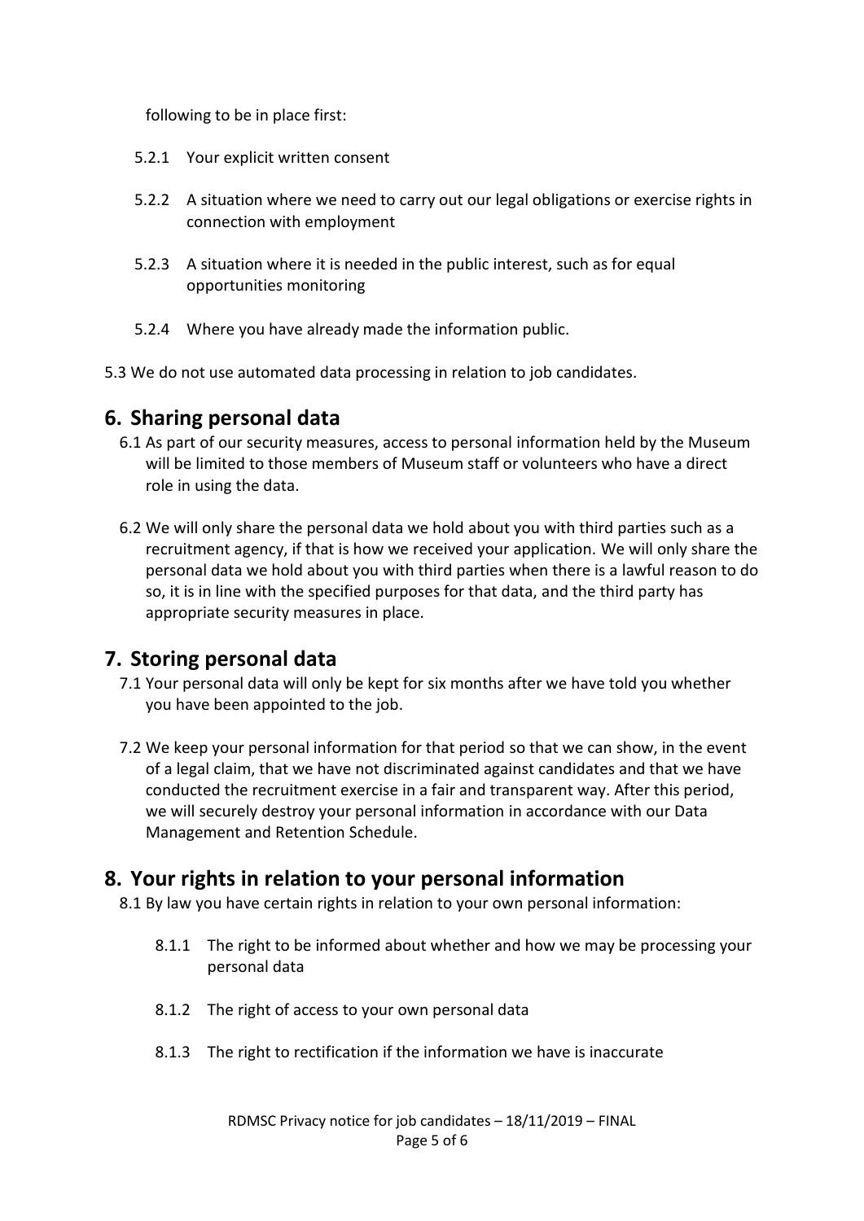following to be in place first:

5.2.1 Your explicit written consent

5.2.2 A situation where we need to carry out our legal obligations or exercise rights in connection with employment

5.2.3 A situation where it is needed in the public interest, such as for equal opportunities monitoring

5.2.4 Where you have already made the information public.

5.3 We do not use automated data processing in relation to job candidates.

## 6. Sharing personal data

6.1 As part of our security measures, access to personal information held by the Museum will be limited to those members of Museum staff or volunteers who have a direct role in using the data.

6.2 We will only share the personal data we hold about you with third parties such as a recruitment agency, if that is how we received your application. We will only share the personal data we hold about you with third parties when there is a lawful reason to do so, it is in line with the specified purposes for that data, and the third party has appropriate security measures in place.

## 7. Storing personal data

7.1 Your personal data will only be kept for six months after we have told you whether you have been appointed to the job.

7.2 We keep your personal information for that period so that we can show, in the event of a legal claim, that we have not discriminated against candidates and that we have conducted the recruitment exercise in a fair and transparent way. After this period, we will securely destroy your personal information in accordance with our Data Management and Retention Schedule.

## 8. Your rights in relation to your personal information

8.1 By law you have certain rights in relation to your own personal information:

8.1.1 The right to be informed about whether and how we may be processing your personal data

8.1.2 The right of access to your own personal data

8.1.3 The right to rectification if the information we have is inaccurate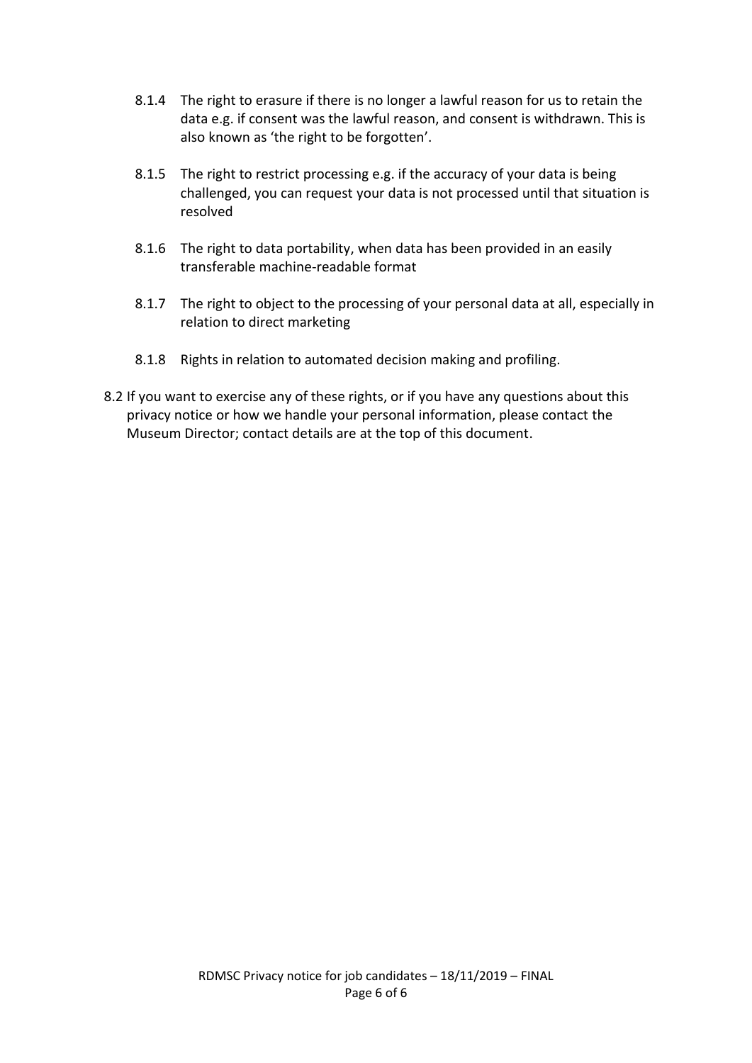8.1.4 The right to erasure if there is no longer a lawful reason for us to retain the data e.g. if consent was the lawful reason, and consent is withdrawn. This is also known as 'the right to be forgotten'.

8.1.5 The right to restrict processing e.g. if the accuracy of your data is being challenged, you can request your data is not processed until that situation is resolved

8.1.6 The right to data portability, when data has been provided in an easily transferable machine-readable format

8.1.7 The right to object to the processing of your personal data at all, especially in relation to direct marketing

8.1.8 Rights in relation to automated decision making and profiling.

8.2 If you want to exercise any of these rights, or if you have any questions about this privacy notice or how we handle your personal information, please contact the Museum Director; contact details are at the top of this document.